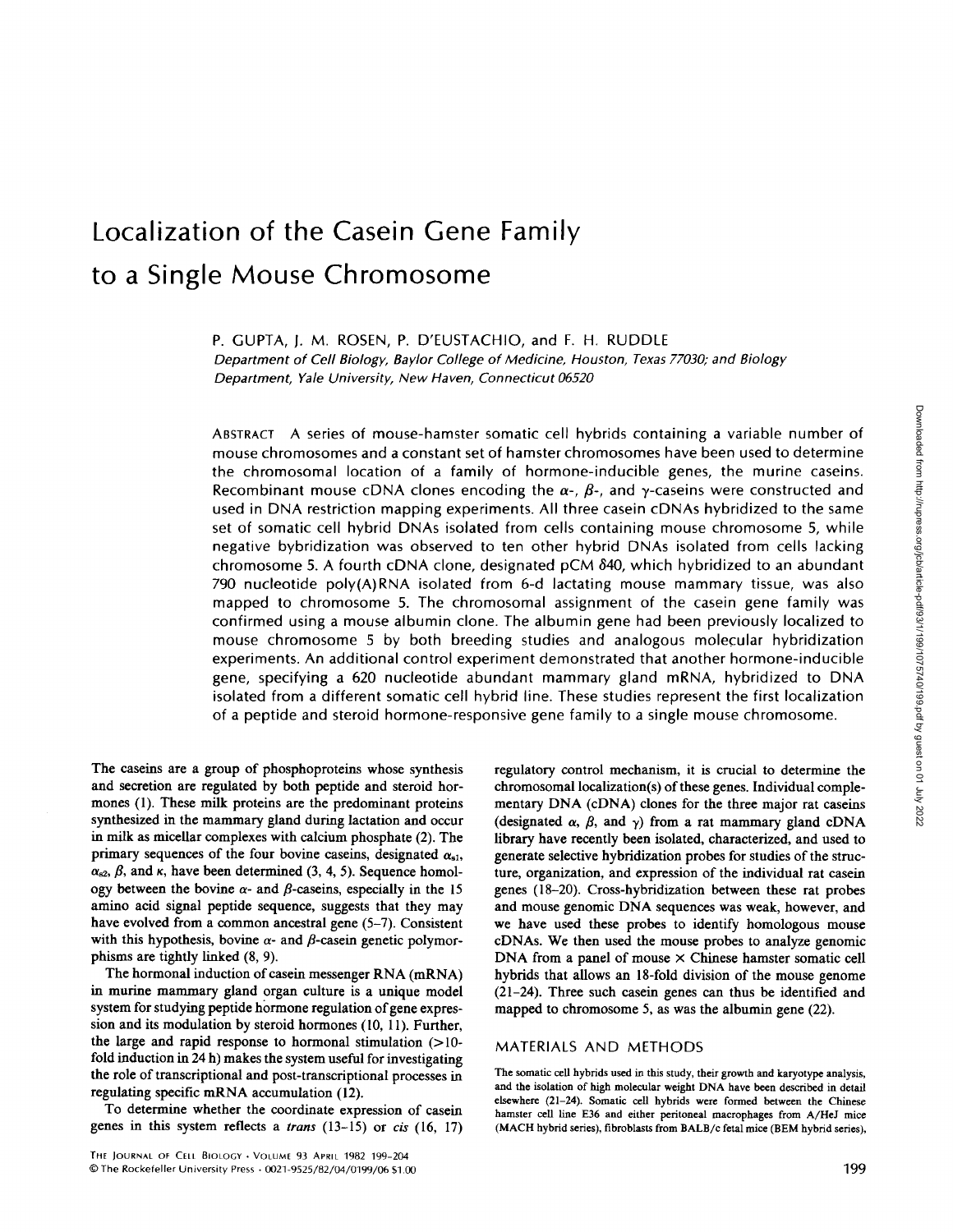# Localization of the Casein Gene Family to a Single Mouse Chromosome

P. GUPTA, J. M. ROSEN, P. D'EUSTACHIO, and F. H. RUDDLE

*Department of Cell Biology, Baylor College of Medicine, Houston, Texas 77030; and Biology Department, Yale University, New Haven, Connecticut 06520*

ABSTRACT A series of mouse-hamster somatic cell hybrids containing a variable number of mouse chromosomes and a constant set of hamster chromosomes have been used to determine the chromosomal location of a family of hormone-inducible genes, the murine caseins. Recombinant mouse cDNA clones encoding the $\alpha$-, $\beta$-, and $\gamma$-caseins were constructed and used in DNA restriction mapping experiments. All three casein cDNAs hybridized to the same set of somatic cell hybrid DNAs isolated from cells containing mouse chromosome 5, while negative bybridization was observed to ten other hybrid DNAs isolated from cells lacking chromosome 5. A fourth cDNA clone, designated pCM $\delta$40, which hybridized to an abundant 790 nucleotide poly(A)RNA isolated from 6-d lactating mouse mammary tissue, was also mapped to chromosome 5. The chromosomal assignment of the casein gene family was confirmed using a mouse albumin clone. The albumin gene had been previously localized to mouse chromosome 5 by both breeding studies and analogous molecular hybridization experiments. An additional control experiment demonstrated that another hormone-inducible gene, specifying a 620 nucleotide abundant mammary gland mRNA, hybridized to DNA isolated from a different somatic cell hybrid line. These studies represent the first localization of a peptide and steroid hormone-responsive gene family to a single mouse chromosome.

The caseins are a group of phosphoproteins whose synthesis and secretion are regulated by both peptide and steroid hormones (1). These milk proteins are the predominant proteins synthesized in the mammary gland during lactation and occur in milk as micellar complexes with calcium phosphate (2). The primary sequences of the four bovine caseins, designated $\alpha_{s1}$, $\alpha_{s2}$, $\beta$, and $\kappa$, have been determined (3, 4, 5). Sequence homology between the bovine $\alpha$- and $\beta$-caseins, especially in the 15 amino acid signal peptide sequence, suggests that they may have evolved from a common ancestral gene (5–7). Consistent with this hypothesis, bovine $\alpha$- and $\beta$-casein genetic polymorphisms are tightly linked (8, 9).

The hormonal induction of casein messenger RNA (mRNA) in murine mammary gland organ culture is a unique model system for studying peptide hormone regulation of gene expression and its modulation by steroid hormones (10, 11). Further, the large and rapid response to hormonal stimulation (>10-fold induction in 24 h) makes the system useful for investigating the role of transcriptional and post-transcriptional processes in regulating specific mRNA accumulation (12).

To determine whether the coordinate expression of casein genes in this system reflects a *trans* (13–15) or *cis* (16, 17) regulatory control mechanism, it is crucial to determine the chromosomal localization(s) of these genes. Individual complementary DNA (cDNA) clones for the three major rat caseins (designated $\alpha$, $\beta$, and $\gamma$) from a rat mammary gland cDNA library have recently been isolated, characterized, and used to generate selective hybridization probes for studies of the structure, organization, and expression of the individual rat casein genes (18–20). Cross-hybridization between these rat probes and mouse genomic DNA sequences was weak, however, and we have used these probes to identify homologous mouse cDNAs. We then used the mouse probes to analyze genomic DNA from a panel of mouse × Chinese hamster somatic cell hybrids that allows an 18-fold division of the mouse genome (21–24). Three such casein genes can thus be identified and mapped to chromosome 5, as was the albumin gene (22).

## MATERIALS AND METHODS

The somatic cell hybrids used in this study, their growth and karyotype analysis, and the isolation of high molecular weight DNA have been described in detail elsewhere (21–24). Somatic cell hybrids were formed between the Chinese hamster cell line E36 and either peritoneal macrophages from A/HeJ mice (MACH hybrid series), fibroblasts from BALB/c fetal mice (BEM hybrid series),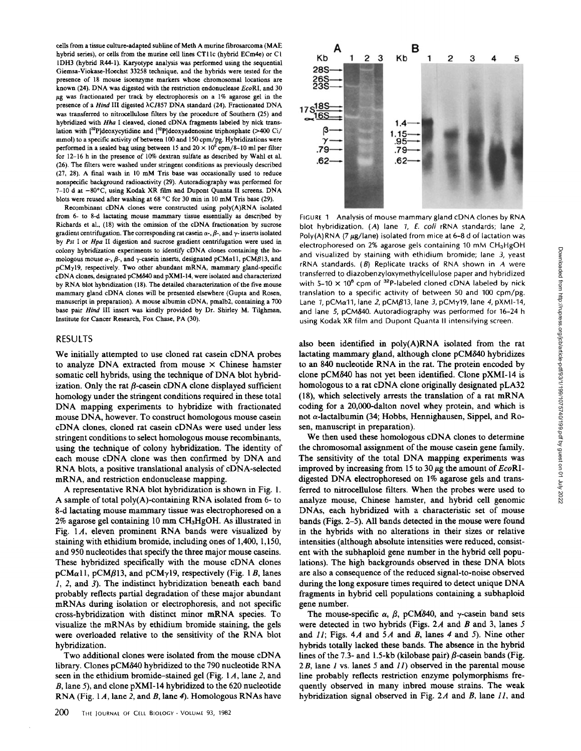cells from a tissue culture-adapted subline of Meth A murine fibrosarcoma (MAE hybrid series), or cells from the murine cell lines CT11c (hybrid ECm4e) or C1 1DH3 (hybrid R44-1). Karyotype analysis was performed using the sequential Giemsa-Viokase-Hoechst 33258 technique, and the hybrids were tested for the presence of 18 mouse isoenzyme markers whose chromosomal locations are known (24). DNA was digested with the restriction endonuclease *Eco*RI, and 30 μg was fractionated per track by electrophoresis on a 1% agarose gel in the presence of a *Hind* III digested λCI857 DNA standard (24). Fractionated DNA was transferred to nitrocellulose filters by the procedure of Southern (25) and hybridized with *Hha* I cleaved, cloned cDNA fragments labeled by nick translation with [$^{32}$P]deoxycytidine and [$^{32}$P]deoxyadenosine triphosphate (>400 Ci/mmol) to a specific activity of between 100 and 150 cpm/pg. Hybridizations were performed in a sealed bag using between 15 and $20 \times 10^6$ cpm/8–10 ml per filter for 12–16 h in the presence of 10% dextran sulfate as described by Wahl et al. (26). The filters were washed under stringent conditions as previously described (27, 28). A final wash in 10 mM Tris base was occasionally used to reduce nonspecific background radioactivity (29). Autoradiography was performed for 7–10 d at −80°C, using Kodak XR film and Dupont Quanta II screens. DNA blots were reused after washing at 68 °C for 30 min in 10 mM Tris base (29).

Recombinant cDNA clones were constructed using poly(A)RNA isolated from 6- to 8-d lactating mouse mammary tissue essentially as described by Richards et al., (18) with the omission of the cDNA fractionation by sucrose gradient centrifugation. The corresponding rat casein α-, β-, and γ- inserts isolated by *Pst* I or *Hpa* II digestion and sucrose gradient centrifugation were used in colony hybridization experiments to identify cDNA clones containing the homologous mouse α-, β-, and γ-casein inserts, designated pCMα11, pCMβ13, and pCMγ19, respectively. Two other abundant mRNA, mammary gland-specific cDNA clones, designated pCMδ40 and pXMI-14, were isolated and characterized by RNA blot hybridization (18). The detailed characterization of the five mouse mammary gland cDNA clones will be presented elsewhere (Gupta and Rosen, manuscript in preparation). A mouse albumin cDNA, pmalb2, containing a 700 base pair *Hind* III insert was kindly provided by Dr. Shirley M. Tilghman, Institute for Cancer Research, Fox Chase, PA (30).

## RESULTS

We initially attempted to use cloned rat casein cDNA probes to analyze DNA extracted from mouse × Chinese hamster somatic cell hybrids, using the technique of DNA blot hybridization. Only the rat β-casein cDNA clone displayed sufficient homology under the stringent conditions required in these total DNA mapping experiments to hybridize with fractionated mouse DNA, however. To construct homologous mouse casein cDNA clones, cloned rat casein cDNAs were used under less stringent conditions to select homologous mouse recombinants, using the technique of colony hybridization. The identity of each mouse cDNA clone was then confirmed by DNA and RNA blots, a positive translational analysis of cDNA-selected mRNA, and restriction endonuclease mapping.

A representative RNA blot hybridization is shown in Fig. 1. A sample of total poly(A)-containing RNA isolated from 6- to 8-d lactating mouse mammary tissue was electrophoresed on a 2% agarose gel containing 10 mm $CH_3HgOH$. As illustrated in Fig. 1*A*, eleven prominent RNA bands were visualized by staining with ethidium bromide, including ones of 1,400, 1,150, and 950 nucleotides that specify the three major mouse caseins. These hybridized specifically with the mouse cDNA clones pCMα11, pCMβ13, and pCMγ19, respectively (Fig. 1 *B*, lanes *1*, *2*, and *3*). The indistinct hybridization beneath each band probably reflects partial degradation of these major abundant mRNAs during isolation or electrophoresis, and not specific cross-hybridization with distinct minor mRNA species. To visualize the mRNAs by ethidium bromide staining, the gels were overloaded relative to the sensitivity of the RNA blot hybridization.

Two additional clones were isolated from the mouse cDNA library. Clones pCMδ40 hybridized to the 790 nucleotide RNA seen in the ethidium bromide-stained gel (Fig. 1*A*, lane *2*, and *B*, lane *5*), and clone pXMI-14 hybridized to the 620 nucleotide RNA (Fig. 1*A*, lane *2*, and *B*, lane *4*). Homologous RNAs have

FIGURE 1 Analysis of mouse mammary gland cDNA clones by RNA blot hybridization. (*A*) lane *1*, *E. coli* rRNA standards; lane *2*, Poly(A)RNA (7 μg/lane) isolated from mice at 6–8 d of lactation was electrophoresed on 2% agarose gels containing 10 mM $CH_3HgOH$ and visualized by staining with ethidium bromide; lane *3*, yeast rRNA standards. (*B*) Replicate tracks of RNA shown in *A* were transferred to diazobenzyloxymethylcellulose paper and hybridized with 5–10 × $10^6$ cpm of $^{32}$P-labeled cloned cDNA labeled by nick translation to a specific activity of between 50 and 100 cpm/pg. Lane *1*, pCMα11, lane *2*, pCMβ13, lane *3*, pCMγ19, lane *4*, pXMI-14, and lane *5*, pCMδ40. Autoradiography was performed for 16–24 h using Kodak XR film and Dupont Quanta II intensifying screen.

also been identified in poly(A)RNA isolated from the rat lactating mammary gland, although clone pCMδ40 hybridizes to an 840 nucleotide RNA in the rat. The protein encoded by clone pCMδ40 has not yet been identified. Clone pXMI-14 is homologous to a rat cDNA clone originally designated pLA32 (18), which selectively arrests the translation of a rat mRNA coding for a 20,000-dalton novel whey protein, and which is not α-lactalbumin (34; Hobbs, Hennighausen, Sippel, and Rosen, manuscript in preparation).

We then used these homologous cDNA clones to determine the chromosomal assignment of the mouse casein gene family. The sensitivity of the total DNA mapping experiments was improved by increasing from 15 to 30 μg the amount of *Eco*RI-digested DNA electrophoresed on 1% agarose gels and transferred to nitrocellulose filters. When the probes were used to analyze mouse, Chinese hamster, and hybrid cell genomic DNAs, each hybridized with a characteristic set of mouse bands (Figs. 2–5). All bands detected in the mouse were found in the hybrids with no alterations in their sizes or relative intensities (although absolute intensities were reduced, consistent with the subhaploid gene number in the hybrid cell populations). The high backgrounds observed in these DNA blots are also a consequence of the reduced signal-to-noise observed during the long exposure times required to detect unique DNA fragments in hybrid cell populations containing a subhaploid gene number.

The mouse-specific α, β, pCMδ40, and γ-casein band sets were detected in two hybrids (Figs. 2*A* and *B* and 3, lanes *5* and *11*; Figs. 4*A* and 5*A* and *B*, lanes *4* and *5*). Nine other hybrids totally lacked these bands. The absence in the hybrid lines of the 7.3- and 1.5-kb (kilobase pair) β-casein bands (Fig. 2*B*, lane *1* vs. lanes *5* and *11*) observed in the parental mouse line probably reflects restriction enzyme polymorphisms frequently observed in many inbred mouse strains. The weak hybridization signal observed in Fig. 2*A* and *B*, lane *11*, and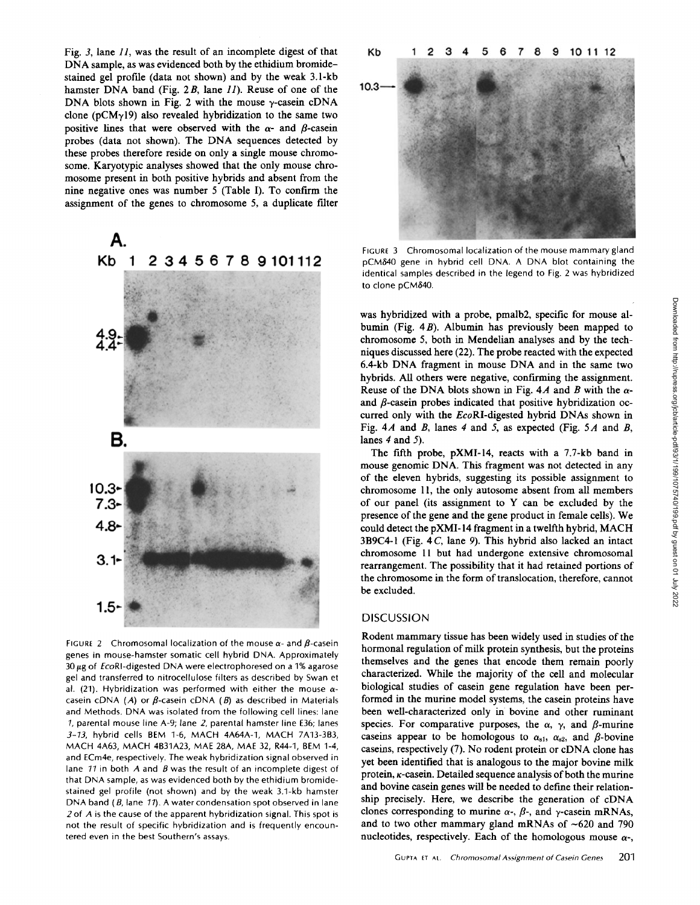Fig. 3, lane 11, was the result of an incomplete digest of that DNA sample, as was evidenced both by the ethidium bromide-stained gel profile (data not shown) and by the weak 3.1-kb hamster DNA band (Fig. 2 B, lane 11). Reuse of one of the DNA blots shown in Fig. 2 with the mouse γ-casein cDNA clone (pCMγ19) also revealed hybridization to the same two positive lines that were observed with the α- and β-casein probes (data not shown). The DNA sequences detected by these probes therefore reside on only a single mouse chromosome. Karyotypic analyses showed that the only mouse chromosome present in both positive hybrids and absent from the nine negative ones was number 5 (Table I). To confirm the assignment of the genes to chromosome 5, a duplicate filter was hybridized with a probe, pmalb2, specific for mouse albumin (Fig. 4 B). Albumin has previously been mapped to chromosome 5, both in Mendelian analyses and by the techniques discussed here (22). The probe reacted with the expected 6.4-kb DNA fragment in mouse DNA and in the same two hybrids. All others were negative, confirming the assignment. Reuse of the DNA blots shown in Fig. 4 A and B with the α- and β-casein probes indicated that positive hybridization occurred only with the *Eco*RI-digested hybrid DNAs shown in Fig. 4 A and B, lanes 4 and 5, as expected (Fig. 5 A and B, lanes 4 and 5).

FIGURE 2 Chromosomal localization of the mouse α- and β-casein genes in mouse-hamster somatic cell hybrid DNA. Approximately 30 μg of *Eco*RI-digested DNA were electrophoresed on a 1% agarose gel and transferred to nitrocellulose filters as described by Swan et al. (21). Hybridization was performed with either the mouse α-casein cDNA (A) or β-casein cDNA (B) as described in Materials and Methods. DNA was isolated from the following cell lines: lane 1, parental mouse line A-9; lane 2, parental hamster line E36; lanes 3–13, hybrid cells BEM 1-6, MACH 4A64A-1, MACH 7A13-3B3, MACH 4A63, MACH 4B31A23, MAE 28A, MAE 32, R44-1, BEM 1-4, and ECm4e, respectively. The weak hybridization signal observed in lane 11 in both A and B was the result of an incomplete digest of that DNA sample, as was evidenced both by the ethidium bromide-stained gel profile (not shown) and by the weak 3.1-kb hamster DNA band (B, lane 11). A water condensation spot observed in lane 2 of A is the cause of the apparent hybridization signal. This spot is not the result of specific hybridization and is frequently encountered even in the best Southern's assays.

FIGURE 3 Chromosomal localization of the mouse mammary gland pCMδ40 gene in hybrid cell DNA. A DNA blot containing the identical samples described in the legend to Fig. 2 was hybridized to clone pCMδ40.

The fifth probe, pXMI-14, reacts with a 7.7-kb band in mouse genomic DNA. This fragment was not detected in any of the eleven hybrids, suggesting its possible assignment to chromosome 11, the only autosome absent from all members of our panel (its assignment to Y can be excluded by the presence of the gene and the gene product in female cells). We could detect the pXMI-14 fragment in a twelfth hybrid, MACH 3B9C4-1 (Fig. 4 C, lane 9). This hybrid also lacked an intact chromosome 11 but had undergone extensive chromosomal rearrangement. The possibility that it had retained portions of the chromosome in the form of translocation, therefore, cannot be excluded.

## DISCUSSION

Rodent mammary tissue has been widely used in studies of the hormonal regulation of milk protein synthesis, but the proteins themselves and the genes that encode them remain poorly characterized. While the majority of the cell and molecular biological studies of casein gene regulation have been performed in the murine model systems, the casein proteins have been well-characterized only in bovine and other ruminant species. For comparative purposes, the α, γ, and β-murine caseins appear to be homologous to $\alpha_{s1}$, $\alpha_{s2}$, and β-bovine caseins, respectively (7). No rodent protein or cDNA clone has yet been identified that is analogous to the major bovine milk protein, κ-casein. Detailed sequence analysis of both the murine and bovine casein genes will be needed to define their relationship precisely. Here, we describe the generation of cDNA clones corresponding to murine α-, β-, and γ-casein mRNAs, and to two other mammary gland mRNAs of ~620 and 790 nucleotides, respectively. Each of the homologous mouse α-,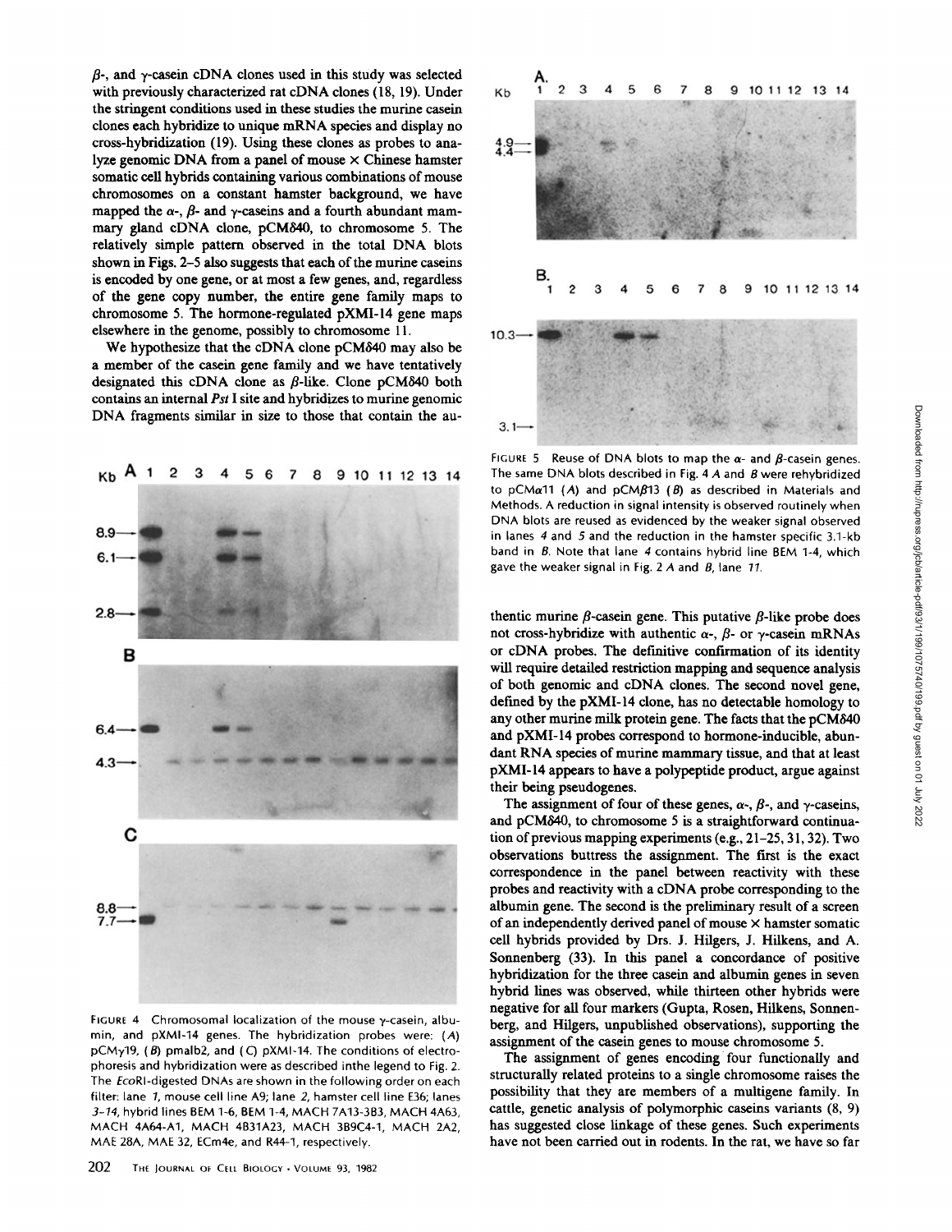β-, and γ-casein cDNA clones used in this study was selected with previously characterized rat cDNA clones (18, 19). Under the stringent conditions used in these studies the murine casein clones each hybridize to unique mRNA species and display no cross-hybridization (19). Using these clones as probes to analyze genomic DNA from a panel of mouse × Chinese hamster somatic cell hybrids containing various combinations of mouse chromosomes on a constant hamster background, we have mapped the α-, β- and γ-caseins and a fourth abundant mammary gland cDNA clone, pCMδ40, to chromosome 5. The relatively simple pattern observed in the total DNA blots shown in Figs. 2–5 also suggests that each of the murine caseins is encoded by one gene, or at most a few genes, and, regardless of the gene copy number, the entire gene family maps to chromosome 5. The hormone-regulated pXMI-14 gene maps elsewhere in the genome, possibly to chromosome 11.

We hypothesize that the cDNA clone pCMδ40 may also be a member of the casein gene family and we have tentatively designated this cDNA clone as β-like. Clone pCMδ40 both contains an internal *Pst* I site and hybridizes to murine genomic DNA fragments similar in size to those that contain the authentic murine β-casein gene. This putative β-like probe does not cross-hybridize with authentic α-, β- or γ-casein mRNAs or cDNA probes. The definitive confirmation of its identity will require detailed restriction mapping and sequence analysis of both genomic and cDNA clones. The second novel gene, defined by the pXMI-14 clone, has no detectable homology to any other murine milk protein gene. The facts that the pCMδ40 and pXMI-14 probes correspond to hormone-inducible, abundant RNA species of murine mammary tissue, and that at least pXMI-14 appears to have a polypeptide product, argue against their being pseudogenes.

The assignment of four of these genes, α-, β-, and γ-caseins, and pCMδ40, to chromosome 5 is a straightforward continuation of previous mapping experiments (e.g., 21–25, 31, 32). Two observations buttress the assignment. The first is the exact correspondence in the panel between reactivity with these probes and reactivity with a cDNA probe corresponding to the albumin gene. The second is the preliminary result of a screen of an independently derived panel of mouse × hamster somatic cell hybrids provided by Drs. J. Hilgers, J. Hilkens, and A. Sonnenberg (33). In this panel a concordance of positive hybridization for the three casein and albumin genes in seven hybrid lines was observed, while thirteen other hybrids were negative for all four markers (Gupta, Rosen, Hilkens, Sonnenberg, and Hilgers, unpublished observations), supporting the assignment of the casein genes to mouse chromosome 5.

The assignment of genes encoding four functionally and structurally related proteins to a single chromosome raises the possibility that they are members of a multigene family. In cattle, genetic analysis of polymorphic caseins variants (8, 9) has suggested close linkage of these genes. Such experiments have not been carried out in rodents. In the rat, we have so far

FIGURE 4 Chromosomal localization of the mouse γ-casein, albumin, and pXMI-14 genes. The hybridization probes were: (*A*) pCMγ19, (*B*) pmalb2, and (*C*) pXMI-14. The conditions of electrophoresis and hybridization were as described inthe legend to Fig. 2. The *Eco*RI-digested DNAs are shown in the following order on each filter: lane *1*, mouse cell line A9; lane *2*, hamster cell line E36; lanes *3–14*, hybrid lines BEM 1-6, BEM 1-4, MACH 7A13-3B3, MACH 4A63, MACH 4A64-A1, MACH 4B31A23, MACH 3B9C4-1, MACH 2A2, MAE 28A, MAE 32, ECm4e, and R44-1, respectively.

FIGURE 5 Reuse of DNA blots to map the α- and β-casein genes. The same DNA blots described in Fig. 4 *A* and *B* were rehybridized to pCMα11 (*A*) and pCMβ13 (*B*) as described in Materials and Methods. A reduction in signal intensity is observed routinely when DNA blots are reused as evidenced by the weaker signal observed in lanes *4* and *5* and the reduction in the hamster specific 3.1-kb band in *B*. Note that lane *4* contains hybrid line BEM 1-4, which gave the weaker signal in Fig. 2 *A* and *B*, lane *11*.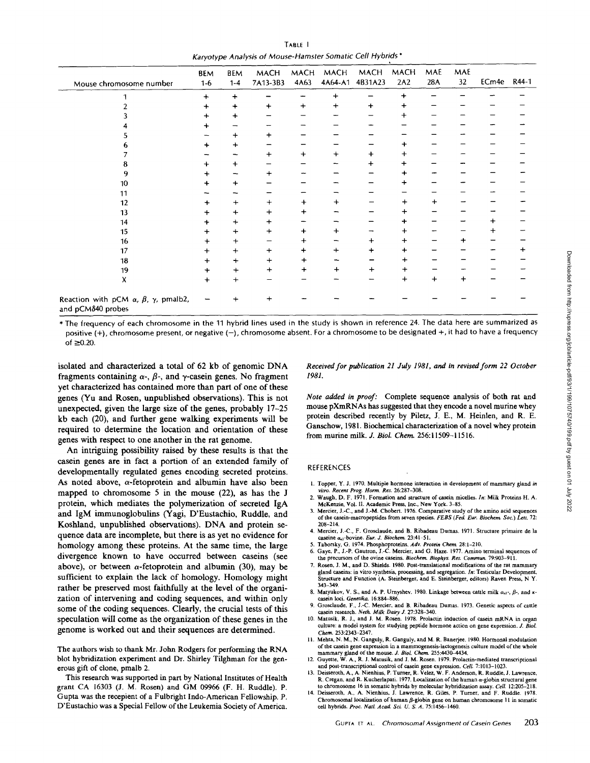TABLE I

*Karyotype Analysis of Mouse-Hamster Somatic Cell Hybrids* *

| Mouse chromosome number | BEM 1-6 | BEM 1-4 | MACH 7A13-3B3 | MACH 4A63 | MACH 4A64-A1 | MACH 4B31A23 | MACH 2A2 | MAE 28A | MAE 32 | ECm4e | R44-1 |
|---|---|---|---|---|---|---|---|---|---|---|---|
| 1 | + | + | − | − | + | − | + | − | − | − | − |
| 2 | + | + | + | + | + | + | + | − | − | − | − |
| 3 | + | + | − | − | − | − | + | − | − | − | − |
| 4 | + | − | − | − | − | − | − | − | − | − | − |
| 5 | − | + | + | − | − | − | − | − | − | − | − |
| 6 | + | + | − | − | − | − | + | − | − | − | − |
| 7 | − | − | + | + | + | + | + | − | − | − | − |
| 8 | + | + | − | − | − | + | + | − | − | − | − |
| 9 | + | − | + | − | − | − | + | − | − | − | − |
| 10 | + | + | − | − | − | − | + | − | − | − | − |
| 11 | − | − | − | − | − | − | − | − | − | − | − |
| 12 | + | + | + | + | + | − | + | + | − | − | − |
| 13 | + | + | + | + | − | − | + | − | − | − | − |
| 14 | + | + | + | − | − | − | + | − | − | + | − |
| 15 | + | + | + | + | + | − | + | − | − | + | − |
| 16 | + | + | − | + | − | + | + | − | + | − | − |
| 17 | + | + | + | + | + | + | + | − | − | − | + |
| 18 | + | + | + | + | − | − | + | − | − | − | − |
| 19 | + | + | + | + | + | + | + | − | − | − | − |
| X | + | + | − | − | − | − | + | + | + | − | − |
| Reaction with pCM α, β, γ, pmalb2, and pCMδ40 probes | − | + | + | − | − | − | − | − | − | − | − |

* The frequency of each chromosome in the 11 hybrid lines used in the study is shown in reference 24. The data here are summarized as positive (+), chromosome present, or negative (−), chromosome absent. For a chromosome to be designated +, it had to have a frequency of ≥0.20.

isolated and characterized a total of 62 kb of genomic DNA fragments containing α-, β-, and γ-casein genes. No fragment yet characterized has contained more than part of one of these genes (Yu and Rosen, unpublished observations). This is not unexpected, given the large size of the genes, probably 17–25 kb each (20), and further gene walking experiments will be required to determine the location and orientation of these genes with respect to one another in the rat genome.

An intriguing possibility raised by these results is that the casein genes are in fact a portion of an extended family of developmentally regulated genes encoding secreted proteins. As noted above, α-fetoprotein and albumin have also been mapped to chromosome 5 in the mouse (22), as has the J protein, which mediates the polymerization of secreted IgA and IgM immunoglobulins (Yagi, D'Eustachio, Ruddle, and Koshland, unpublished observations). DNA and protein sequence data are incomplete, but there is as yet no evidence for homology among these proteins. At the same time, the large divergence known to have occurred between caseins (see above), or between α-fetoprotein and albumin (30), may be sufficient to explain the lack of homology. Homology might rather be preserved most faithfully at the level of the organization of intervening and coding sequences, and within only some of the coding sequences. Clearly, the crucial tests of this speculation will come as the organization of these genes in the genome is worked out and their sequences are determined.

The authors wish to thank Mr. John Rodgers for performing the RNA blot hybridization experiment and Dr. Shirley Tilghman for the generous gift of clone, pmalb 2.

This research was supported in part by National Institutes of Health grant CA 16303 (J. M. Rosen) and GM 09966 (F. H. Ruddle). P. Gupta was the recepient of a Fulbright Indo-American Fellowship. P. D'Eustachio was a Special Fellow of the Leukemia Society of America.

*Received for publication 21 July 1981, and in revised form 22 October 1981.*

*Note added in proof:* Complete sequence analysis of both rat and mouse pXmRNAs has suggested that they encode a novel murine whey protein described recently by Piletz, J. E., M. Heinlen, and R. E. Ganschow, 1981. Biochemical characterization of a novel whey protein from murine milk. *J. Biol. Chem.* 256:11509–11516.

## REFERENCES

1. Topper, Y. J. 1970. Multiple hormone interaction in development of mammary gland *in vitro*. *Recent Prog. Horm. Res.* 26:287–308.
2. Waugh, D. F. 1971. Formation and structure of casein micelles. *In*: Milk Proteins H. A. McKenzie, Vol. II. Academic Press, Inc., New York. 3–85.
3. Mercier, J.-C., and J.-M. Chobert. 1976. Comparative study of the amino acid sequences of the casein-macropeptides from seven species. *FEBS (Fed. Eur. Biochem. Soc.) Lett.* 72:208–214.
4. Mercier, J.-C., F. Grosclaude, and B. Ribadeau Dumas. 1971. Structure primaire de la caseine $\alpha_{s1}$-bovine. *Eur. J. Biochem.* 23:41–51.
5. Taborsky, G. 1974. Phosphoproteins. *Adv. Protein Chem.* 28:1–210.
6. Gaye, P., J.-P. Gautron, J.-C. Mercier, and G. Haze. 1977. Amino terminal sequences of the precursors of the ovine caseins. *Biochem. Biophys. Res. Commun.* 79:903–911.
7. Rosen, J. M., and D. Shields. 1980. Post-translational modifications of the rat mammary gland caseins: in vitro synthesis, processing, and segregation. *In*: Testicular Development, Structure and Function (A. Steinberger, and E. Steinberger, editors) Raven Press, N. Y. 343–349.
8. Matyukov, V. S., and A. P. Urnyshev. 1980. Linkage between cattle milk $\alpha_{s1}$-, β-, and κ-casein loci. *Genetika.* 16:884–886.
9. Grosclaude, F., J.-C. Mercier, and B. Ribadeau Dumas. 1973. Genetic aspects of cattle casein research. *Neth. Milk Dairy J.* 27:328–340.
10. Matusik, R. J., and J. M. Rosen. 1978. Prolactin induction of casein mRNA in organ culture: a model system for studying peptide hormone action on gene expression. *J. Biol. Chem.* 253:2343–2347.
11. Mehta, N. M., N. Ganguly, R. Ganguly, and M. R. Banerjee. 1980. Hormonal modulation of the casein gene expression in a mammogenesis-lactogenesis culture model of the whole mammary gland of the mouse. *J. Biol. Chem.* 255:4430–4434.
12. Guyette, W. A., R. J. Matusik, and J. M. Rosen. 1979. Prolactin-mediated transcriptional and post-transcriptional control of casein gene expression. *Cell.* 7:1013–1023.
13. Deisseroth, A., A. Nienhius, P. Turner, R. Velez, W. F. Anderson, R. Ruddle, J. Lawrence, R. Cregan, and R. Kucherlapati. 1977. Localization of the human α-globin structural gene to chromosome 16 in somatic hybrids by molecular hybridization assay. *Cell.* 12:205–218.
14. Deisseroth, A., A. Nienhius, J. Lawrence, R. Giles, P. Turner, and F. Ruddle. 1978. Chromosomal localization of human β-globin gene on human chromosome 11 in somatic cell hybrids. *Proc. Natl. Acad. Sci. U. S. A.* 75:1456–1460.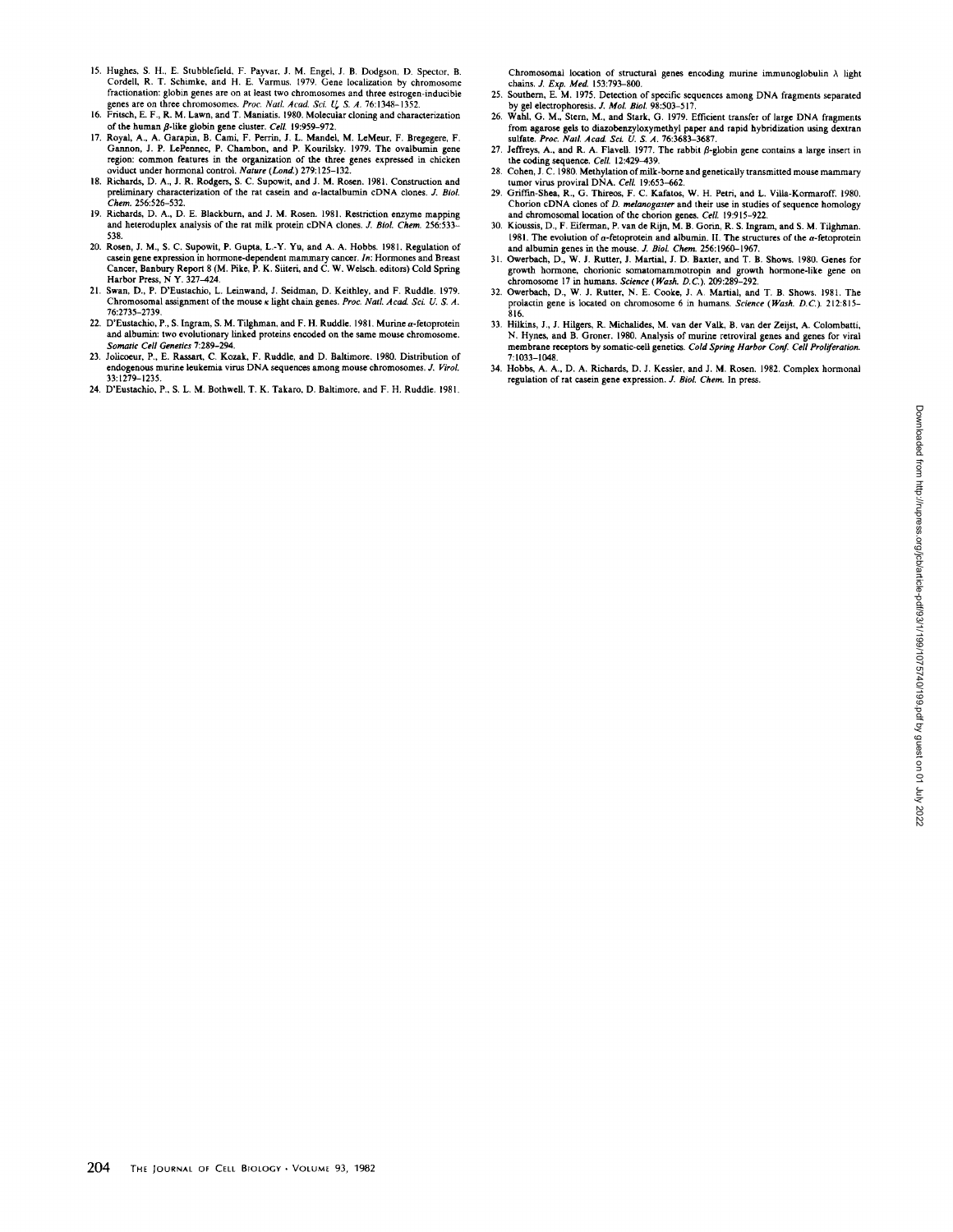15. Hughes, S. H., E. Stubblefield, F. Payvar, J. M. Engel, J. B. Dodgson, D. Spector, B. Cordell, R. T. Schimke, and H. E. Varmus. 1979. Gene localization by chromosome fractionation: globin genes are on at least two chromosomes and three estrogen-inducible genes are on three chromosomes. *Proc. Natl. Acad. Sci. U. S. A.* 76:1348–1352.
16. Fritsch, E. F., R. M. Lawn, and T. Maniatis. 1980. Molecular cloning and characterization of the human β-like globin gene cluster. *Cell.* 19:959–972.
17. Royal, A., A. Garapin, B. Cami, F. Perrin, J. L. Mandel, M. LeMeur, F. Bregegere, F. Gannon, J. P. LePennec, P. Chambon, and P. Kourilsky. 1979. The ovalbumin gene region: common features in the organization of the three genes expressed in chicken oviduct under hormonal control. *Nature (Lond.)* 279:125–132.
18. Richards, D. A., J. R. Rodgers, S. C. Supowit, and J. M. Rosen. 1981. Construction and preliminary characterization of the rat casein and α-lactalbumin cDNA clones. *J. Biol. Chem.* 256:526–532.
19. Richards, D. A., D. E. Blackburn, and J. M. Rosen. 1981. Restriction enzyme mapping and heteroduplex analysis of the rat milk protein cDNA clones. *J. Biol. Chem.* 256:533–538.
20. Rosen, J. M., S. C. Supowit, P. Gupta, L.-Y. Yu, and A. A. Hobbs. 1981. Regulation of casein gene expression in hormone-dependent mammary cancer. *In*: Hormones and Breast Cancer, Banbury Report 8 (M. Pike, P. K. Siiteri, and C. W. Welsch. editors) Cold Spring Harbor Press, N Y. 327–424.
21. Swan, D., P. D'Eustachio, L. Leinwand, J. Seidman, D. Keithley, and F. Ruddle. 1979. Chromosomal assignment of the mouse κ light chain genes. *Proc. Natl. Acad. Sci. U. S. A.* 76:2735–2739.
22. D'Eustachio, P., S. Ingram, S. M. Tilghman, and F. H. Ruddle. 1981. Murine α-fetoprotein and albumin: two evolutionary linked proteins encoded on the same mouse chromosome. *Somatic Cell Genetics* 7:289–294.
23. Jolicoeur, P., E. Rassart, C. Kozak, F. Ruddle, and D. Baltimore. 1980. Distribution of endogenous murine leukemia virus DNA sequences among mouse chromosomes. *J. Virol.* 33:1279–1235.
24. D'Eustachio, P., S. L. M. Bothwell, T. K. Takaro, D. Baltimore, and F. H. Ruddle. 1981. Chromosomal location of structural genes encoding murine immunoglobulin λ light chains. *J. Exp. Med.* 153:793–800.
25. Southern, E. M. 1975. Detection of specific sequences among DNA fragments separated by gel electrophoresis. *J. Mol. Biol.* 98:503–517.
26. Wahl, G. M., Stern, M., and Stark, G. 1979. Efficient transfer of large DNA fragments from agarose gels to diazobenzyloxymethyl paper and rapid hybridization using dextran sulfate. *Proc. Natl. Acad. Sci. U. S. A.* 76:3683–3687.
27. Jeffreys, A., and R. A. Flavell. 1977. The rabbit β-globin gene contains a large insert in the coding sequence. *Cell.* 12:429–439.
28. Cohen, J. C. 1980. Methylation of milk-borne and genetically transmitted mouse mammary tumor virus proviral DNA. *Cell.* 19:653–662.
29. Griffin-Shea, R., G. Thireos, F. C. Kafatos, W. H. Petri, and L. Villa-Kormaroff. 1980. Chorion cDNA clones of *D. melanogaster* and their use in studies of sequence homology and chromosomal location of the chorion genes. *Cell.* 19:915–922.
30. Kioussis, D., F. Eiferman, P. van de Rijn, M. B. Gorin, R. S. Ingram, and S. M. Tilghman. 1981. The evolution of α-fetoprotein and albumin. II. The structures of the α-fetoprotein and albumin genes in the mouse. *J. Biol. Chem.* 256:1960–1967.
31. Owerbach, D., W. J. Rutter, J. Martial, J. D. Baxter, and T. B. Shows. 1980. Genes for growth hormone, chorionic somatomammotropin and growth hormone-like gene on chromosome 17 in humans. *Science (Wash. D.C.).* 209:289–292.
32. Owerbach, D., W. J. Rutter, N. E. Cooke, J. A. Martial, and T. B. Shows. 1981. The prolactin gene is located on chromosome 6 in humans. *Science (Wash. D.C.).* 212:815–816.
33. Hilkins, J., J. Hilgers, R. Michalides, M. van der Valk, B. van der Zeijst, A. Colombatti, N. Hynes, and B. Groner. 1980. Analysis of murine retroviral genes and genes for viral membrane receptors by somatic-cell genetics. *Cold Spring Harbor Conf. Cell Proliferation.* 7:1033–1048.
34. Hobbs, A. A., D. A. Richards, D. J. Kessler, and J. M. Rosen. 1982. Complex hormonal regulation of rat casein gene expression. *J. Biol. Chem.* In press.